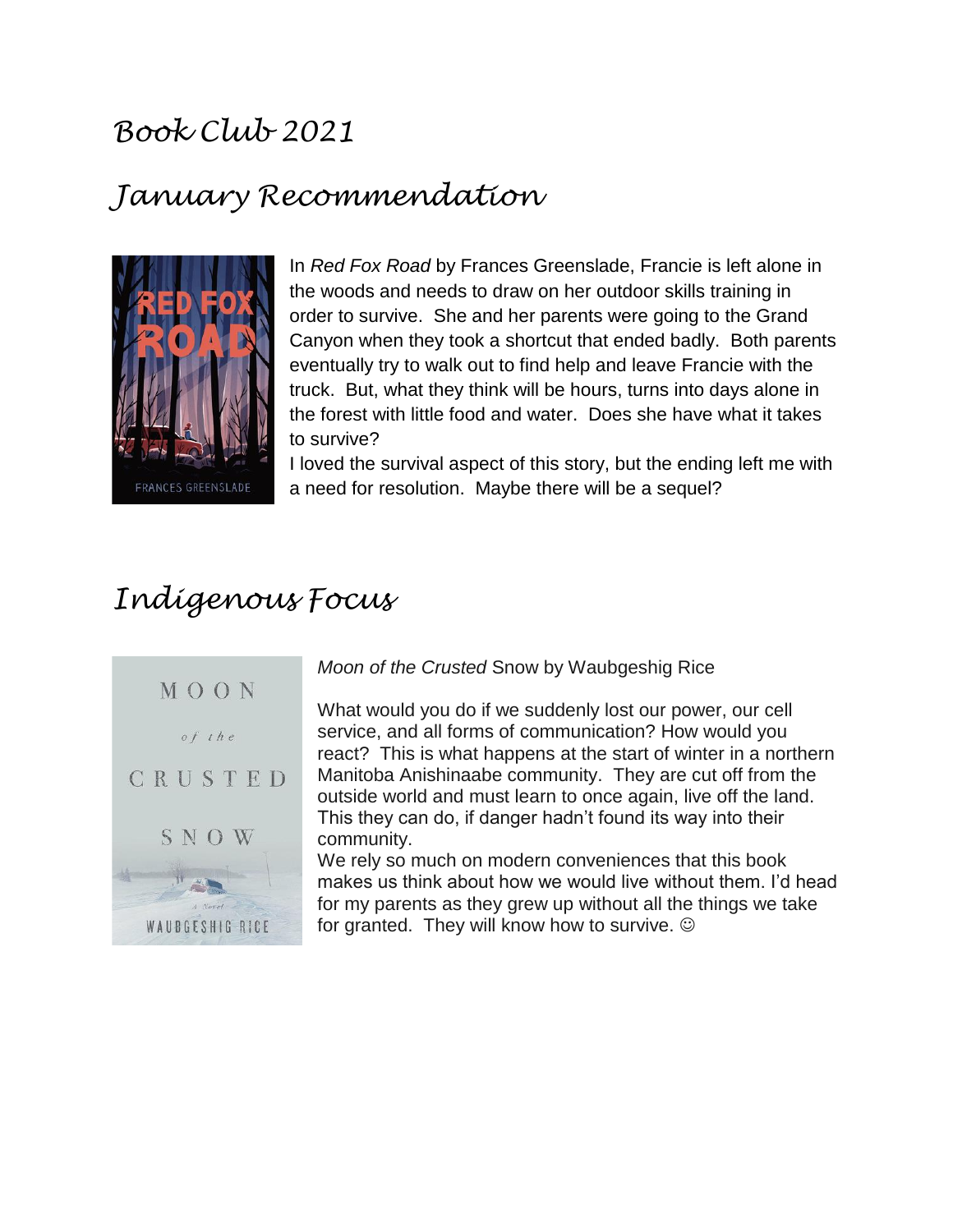# Book Club 2021

## January Recommendation

In *Red Fox Road* by Frances Greenslade, Francie is left alone in the woods and needs to draw on her outdoor skills training in order to survive. She and her parents were going to the Grand Canyon when they took a shortcut that ended badly. Both parents eventually try to walk out to find help and leave Francie with the truck. But, what they think will be hours, turns into days alone in the forest with little food and water. Does she have what it takes to survive?

I loved the survival aspect of this story, but the ending left me with a need for resolution. Maybe there will be a sequel?

## Indigenous Focus

*Moon of the Crusted* Snow by Waubgeshig Rice

What would you do if we suddenly lost our power, our cell service, and all forms of communication? How would you react? This is what happens at the start of winter in a northern Manitoba Anishinaabe community. They are cut off from the outside world and must learn to once again, live off the land. This they can do, if danger hadn't found its way into their community.

We rely so much on modern conveniences that this book makes us think about how we would live without them. I'd head for my parents as they grew up without all the things we take for granted. They will know how to survive. ☺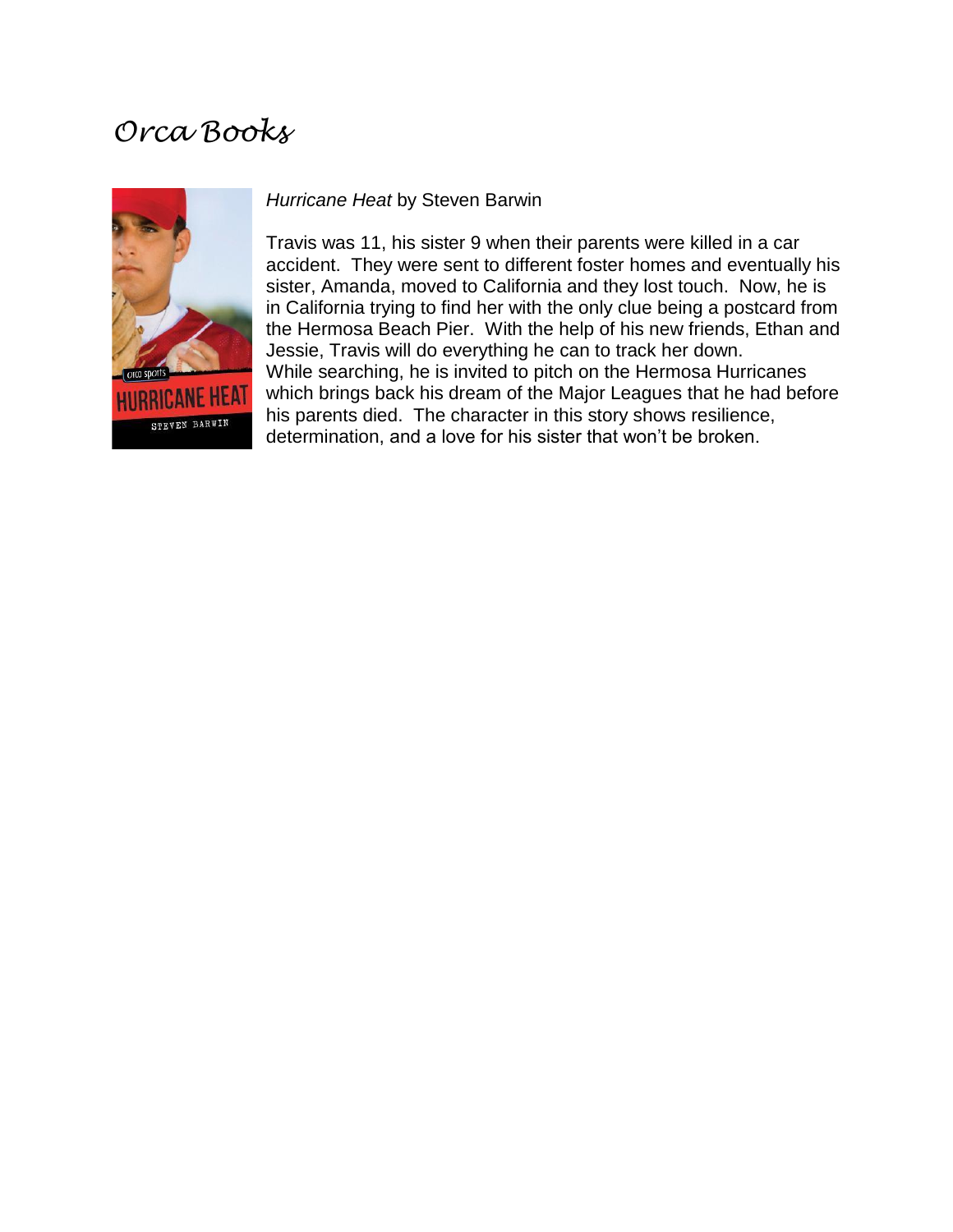# *Orca Books*

*Hurricane Heat* by Steven Barwin

Travis was 11, his sister 9 when their parents were killed in a car accident. They were sent to different foster homes and eventually his sister, Amanda, moved to California and they lost touch. Now, he is in California trying to find her with the only clue being a postcard from the Hermosa Beach Pier. With the help of his new friends, Ethan and Jessie, Travis will do everything he can to track her down. While searching, he is invited to pitch on the Hermosa Hurricanes which brings back his dream of the Major Leagues that he had before his parents died. The character in this story shows resilience, determination, and a love for his sister that won't be broken.